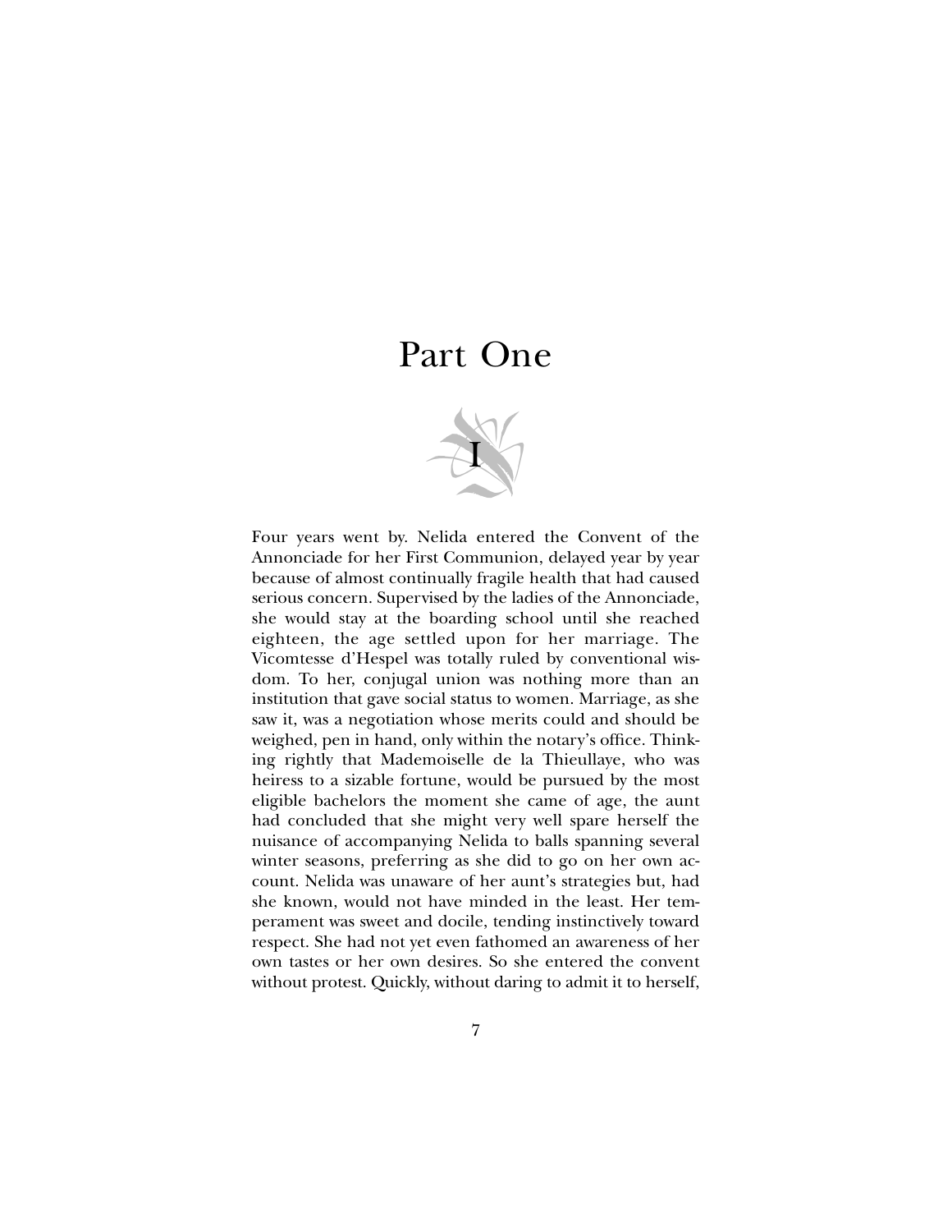# Part One

## I

Four years went by. Nelida entered the Convent of the Annonciade for her First Communion, delayed year by year because of almost continually fragile health that had caused serious concern. Supervised by the ladies of the Annonciade, she would stay at the boarding school until she reached eighteen, the age settled upon for her marriage. The Vicomtesse d'Hespel was totally ruled by conventional wisdom. To her, conjugal union was nothing more than an institution that gave social status to women. Marriage, as she saw it, was a negotiation whose merits could and should be weighed, pen in hand, only within the notary's office. Thinking rightly that Mademoiselle de la Thieullaye, who was heiress to a sizable fortune, would be pursued by the most eligible bachelors the moment she came of age, the aunt had concluded that she might very well spare herself the nuisance of accompanying Nelida to balls spanning several winter seasons, preferring as she did to go on her own account. Nelida was unaware of her aunt's strategies but, had she known, would not have minded in the least. Her temperament was sweet and docile, tending instinctively toward respect. She had not yet even fathomed an awareness of her own tastes or her own desires. So she entered the convent without protest. Quickly, without daring to admit it to herself,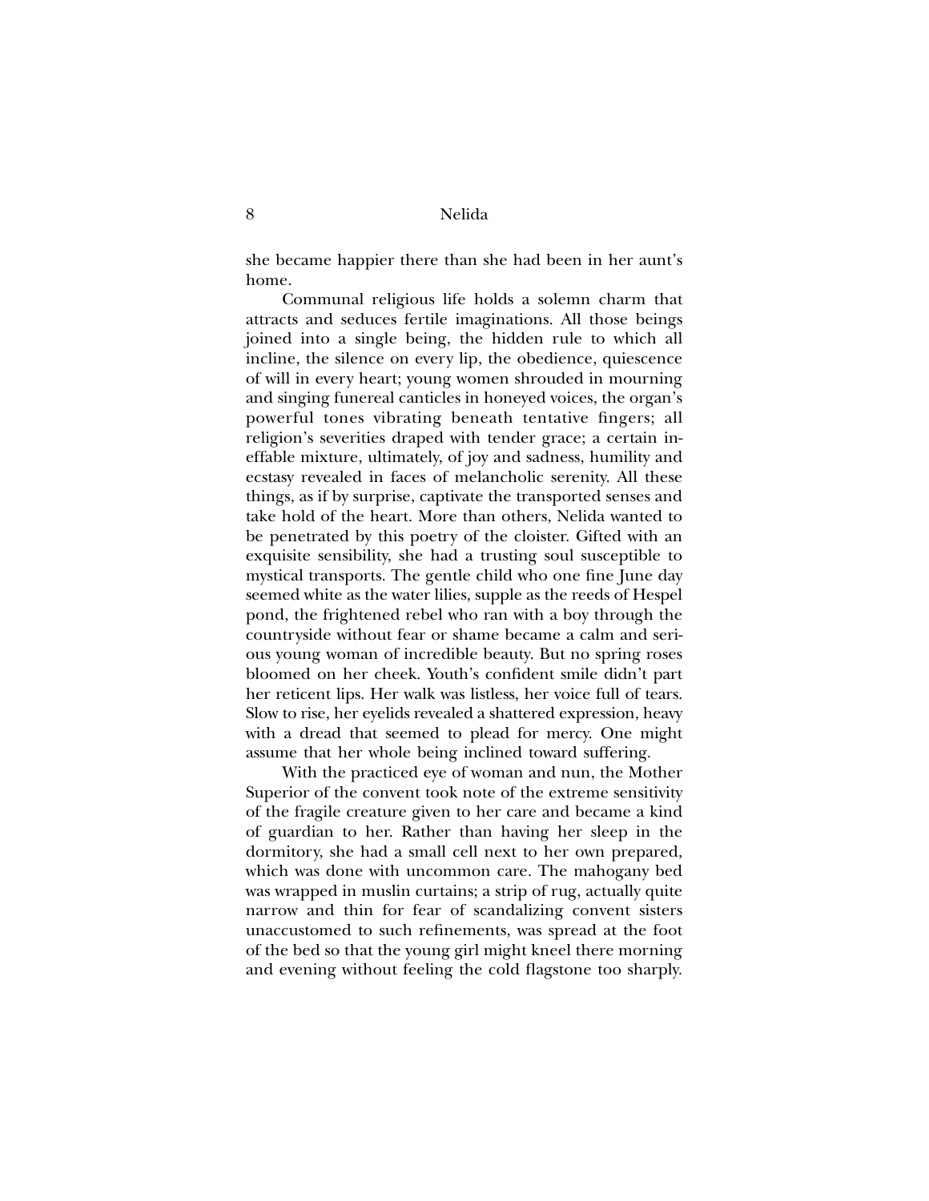she became happier there than she had been in her aunt's home.

Communal religious life holds a solemn charm that attracts and seduces fertile imaginations. All those beings joined into a single being, the hidden rule to which all incline, the silence on every lip, the obedience, quiescence of will in every heart; young women shrouded in mourning and singing funereal canticles in honeyed voices, the organ's powerful tones vibrating beneath tentative fingers; all religion's severities draped with tender grace; a certain ineffable mixture, ultimately, of joy and sadness, humility and ecstasy revealed in faces of melancholic serenity. All these things, as if by surprise, captivate the transported senses and take hold of the heart. More than others, Nelida wanted to be penetrated by this poetry of the cloister. Gifted with an exquisite sensibility, she had a trusting soul susceptible to mystical transports. The gentle child who one fine June day seemed white as the water lilies, supple as the reeds of Hespel pond, the frightened rebel who ran with a boy through the countryside without fear or shame became a calm and serious young woman of incredible beauty. But no spring roses bloomed on her cheek. Youth's confident smile didn't part her reticent lips. Her walk was listless, her voice full of tears. Slow to rise, her eyelids revealed a shattered expression, heavy with a dread that seemed to plead for mercy. One might assume that her whole being inclined toward suffering.

With the practiced eye of woman and nun, the Mother Superior of the convent took note of the extreme sensitivity of the fragile creature given to her care and became a kind of guardian to her. Rather than having her sleep in the dormitory, she had a small cell next to her own prepared, which was done with uncommon care. The mahogany bed was wrapped in muslin curtains; a strip of rug, actually quite narrow and thin for fear of scandalizing convent sisters unaccustomed to such refinements, was spread at the foot of the bed so that the young girl might kneel there morning and evening without feeling the cold flagstone too sharply.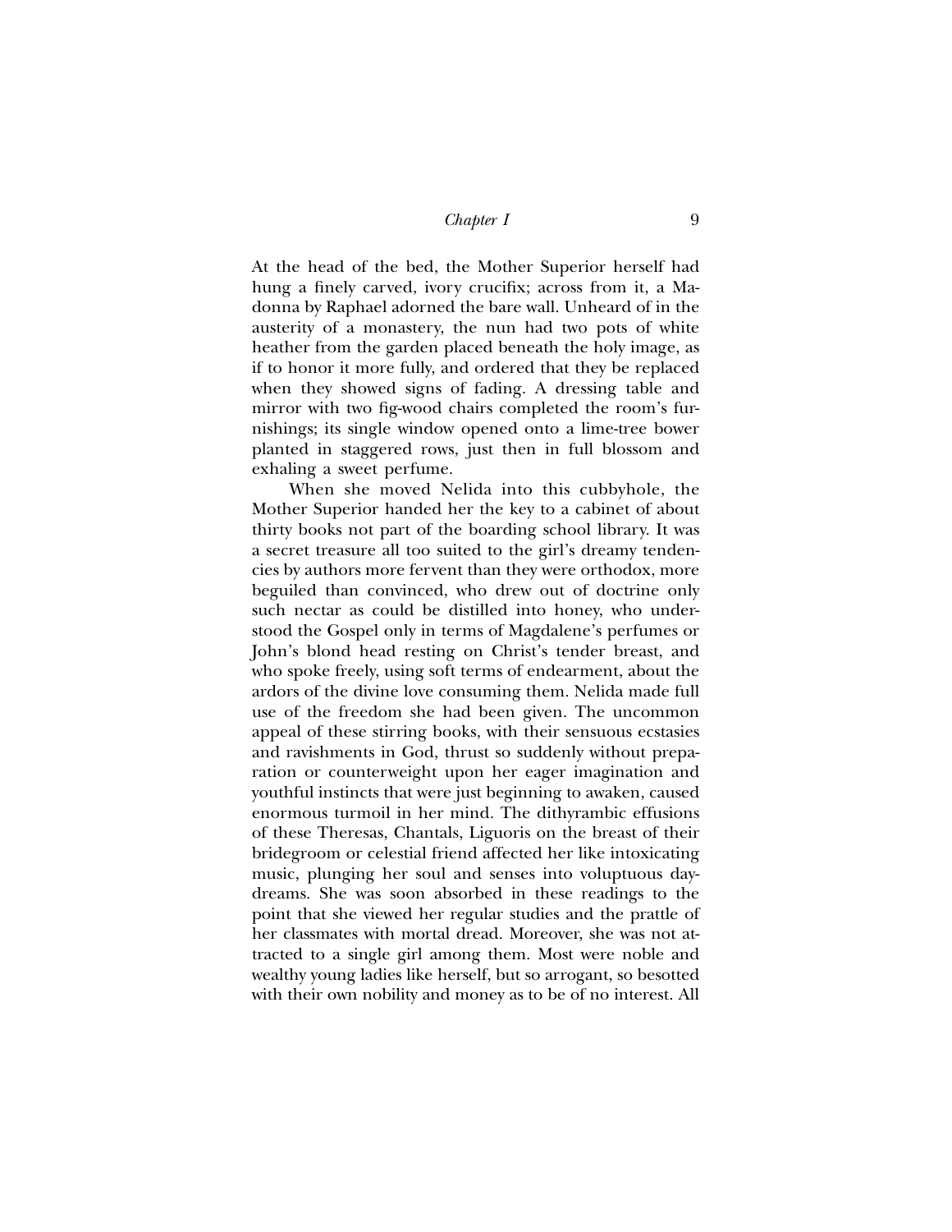At the head of the bed, the Mother Superior herself had hung a finely carved, ivory crucifix; across from it, a Madonna by Raphael adorned the bare wall. Unheard of in the austerity of a monastery, the nun had two pots of white heather from the garden placed beneath the holy image, as if to honor it more fully, and ordered that they be replaced when they showed signs of fading. A dressing table and mirror with two fig-wood chairs completed the room's furnishings; its single window opened onto a lime-tree bower planted in staggered rows, just then in full blossom and exhaling a sweet perfume.

When she moved Nelida into this cubbyhole, the Mother Superior handed her the key to a cabinet of about thirty books not part of the boarding school library. It was a secret treasure all too suited to the girl's dreamy tendencies by authors more fervent than they were orthodox, more beguiled than convinced, who drew out of doctrine only such nectar as could be distilled into honey, who understood the Gospel only in terms of Magdalene's perfumes or John's blond head resting on Christ's tender breast, and who spoke freely, using soft terms of endearment, about the ardors of the divine love consuming them. Nelida made full use of the freedom she had been given. The uncommon appeal of these stirring books, with their sensuous ecstasies and ravishments in God, thrust so suddenly without preparation or counterweight upon her eager imagination and youthful instincts that were just beginning to awaken, caused enormous turmoil in her mind. The dithyrambic effusions of these Theresas, Chantals, Liguoris on the breast of their bridegroom or celestial friend affected her like intoxicating music, plunging her soul and senses into voluptuous daydreams. She was soon absorbed in these readings to the point that she viewed her regular studies and the prattle of her classmates with mortal dread. Moreover, she was not attracted to a single girl among them. Most were noble and wealthy young ladies like herself, but so arrogant, so besotted with their own nobility and money as to be of no interest. All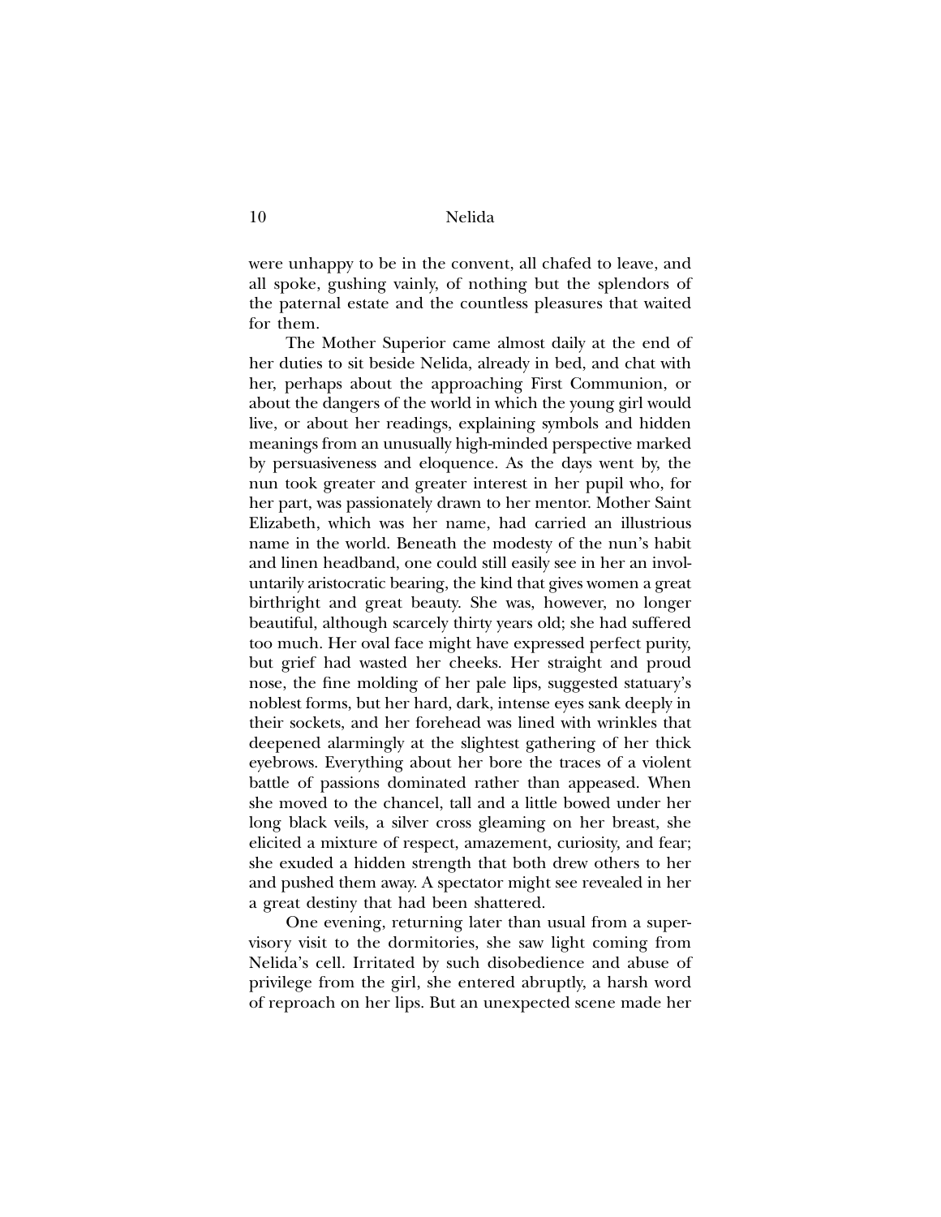were unhappy to be in the convent, all chafed to leave, and all spoke, gushing vainly, of nothing but the splendors of the paternal estate and the countless pleasures that waited for them.

The Mother Superior came almost daily at the end of her duties to sit beside Nelida, already in bed, and chat with her, perhaps about the approaching First Communion, or about the dangers of the world in which the young girl would live, or about her readings, explaining symbols and hidden meanings from an unusually high-minded perspective marked by persuasiveness and eloquence. As the days went by, the nun took greater and greater interest in her pupil who, for her part, was passionately drawn to her mentor. Mother Saint Elizabeth, which was her name, had carried an illustrious name in the world. Beneath the modesty of the nun's habit and linen headband, one could still easily see in her an involuntarily aristocratic bearing, the kind that gives women a great birthright and great beauty. She was, however, no longer beautiful, although scarcely thirty years old; she had suffered too much. Her oval face might have expressed perfect purity, but grief had wasted her cheeks. Her straight and proud nose, the fine molding of her pale lips, suggested statuary's noblest forms, but her hard, dark, intense eyes sank deeply in their sockets, and her forehead was lined with wrinkles that deepened alarmingly at the slightest gathering of her thick eyebrows. Everything about her bore the traces of a violent battle of passions dominated rather than appeased. When she moved to the chancel, tall and a little bowed under her long black veils, a silver cross gleaming on her breast, she elicited a mixture of respect, amazement, curiosity, and fear; she exuded a hidden strength that both drew others to her and pushed them away. A spectator might see revealed in her a great destiny that had been shattered.

One evening, returning later than usual from a supervisory visit to the dormitories, she saw light coming from Nelida's cell. Irritated by such disobedience and abuse of privilege from the girl, she entered abruptly, a harsh word of reproach on her lips. But an unexpected scene made her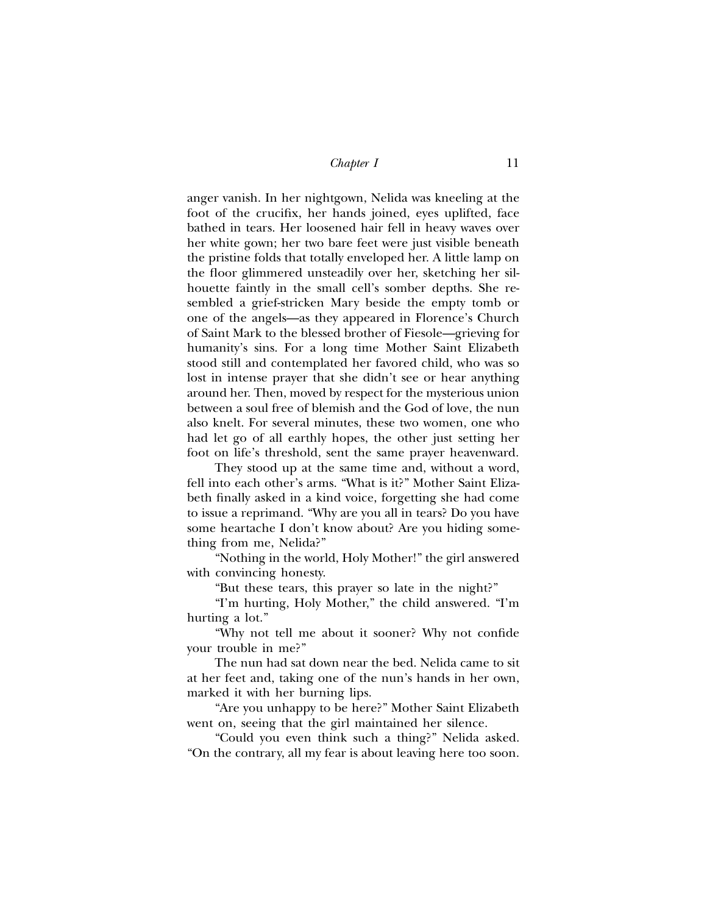anger vanish. In her nightgown, Nelida was kneeling at the foot of the crucifix, her hands joined, eyes uplifted, face bathed in tears. Her loosened hair fell in heavy waves over her white gown; her two bare feet were just visible beneath the pristine folds that totally enveloped her. A little lamp on the floor glimmered unsteadily over her, sketching her silhouette faintly in the small cell's somber depths. She resembled a grief-stricken Mary beside the empty tomb or one of the angels—as they appeared in Florence's Church of Saint Mark to the blessed brother of Fiesole—grieving for humanity's sins. For a long time Mother Saint Elizabeth stood still and contemplated her favored child, who was so lost in intense prayer that she didn't see or hear anything around her. Then, moved by respect for the mysterious union between a soul free of blemish and the God of love, the nun also knelt. For several minutes, these two women, one who had let go of all earthly hopes, the other just setting her foot on life's threshold, sent the same prayer heavenward.

They stood up at the same time and, without a word, fell into each other's arms. "What is it?" Mother Saint Elizabeth finally asked in a kind voice, forgetting she had come to issue a reprimand. "Why are you all in tears? Do you have some heartache I don't know about? Are you hiding something from me, Nelida?"

"Nothing in the world, Holy Mother!" the girl answered with convincing honesty.

"But these tears, this prayer so late in the night?"

"I'm hurting, Holy Mother," the child answered. "I'm hurting a lot."

"Why not tell me about it sooner? Why not confide your trouble in me?"

The nun had sat down near the bed. Nelida came to sit at her feet and, taking one of the nun's hands in her own, marked it with her burning lips.

"Are you unhappy to be here?" Mother Saint Elizabeth went on, seeing that the girl maintained her silence.

"Could you even think such a thing?" Nelida asked. "On the contrary, all my fear is about leaving here too soon.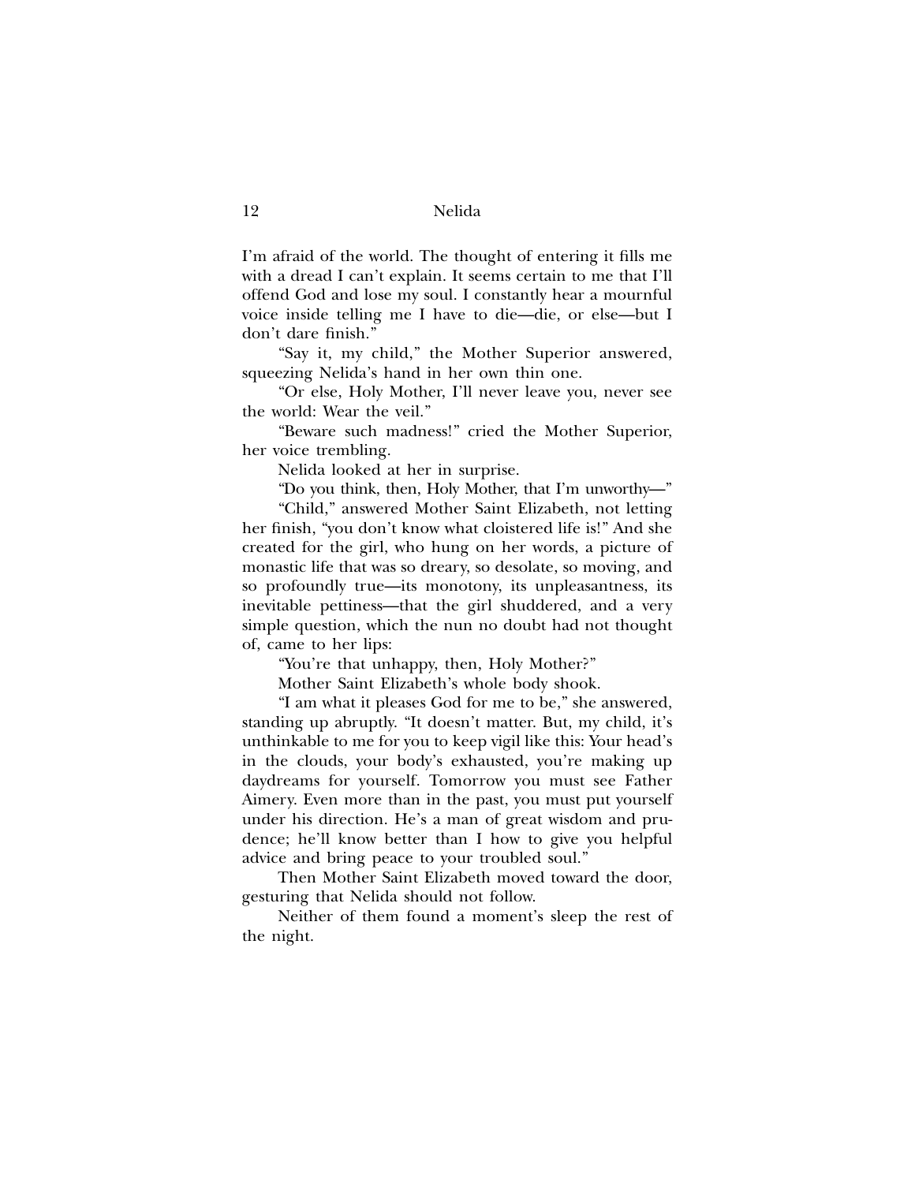I'm afraid of the world. The thought of entering it fills me with a dread I can't explain. It seems certain to me that I'll offend God and lose my soul. I constantly hear a mournful voice inside telling me I have to die—die, or else—but I don't dare finish."

"Say it, my child," the Mother Superior answered, squeezing Nelida's hand in her own thin one.

"Or else, Holy Mother, I'll never leave you, never see the world: Wear the veil."

"Beware such madness!" cried the Mother Superior, her voice trembling.

Nelida looked at her in surprise.

"Do you think, then, Holy Mother, that I'm unworthy—"

"Child," answered Mother Saint Elizabeth, not letting her finish, "you don't know what cloistered life is!" And she created for the girl, who hung on her words, a picture of monastic life that was so dreary, so desolate, so moving, and so profoundly true—its monotony, its unpleasantness, its inevitable pettiness—that the girl shuddered, and a very simple question, which the nun no doubt had not thought of, came to her lips:

"You're that unhappy, then, Holy Mother?"

Mother Saint Elizabeth's whole body shook.

"I am what it pleases God for me to be," she answered, standing up abruptly. "It doesn't matter. But, my child, it's unthinkable to me for you to keep vigil like this: Your head's in the clouds, your body's exhausted, you're making up daydreams for yourself. Tomorrow you must see Father Aimery. Even more than in the past, you must put yourself under his direction. He's a man of great wisdom and prudence; he'll know better than I how to give you helpful advice and bring peace to your troubled soul."

Then Mother Saint Elizabeth moved toward the door, gesturing that Nelida should not follow.

Neither of them found a moment's sleep the rest of the night.